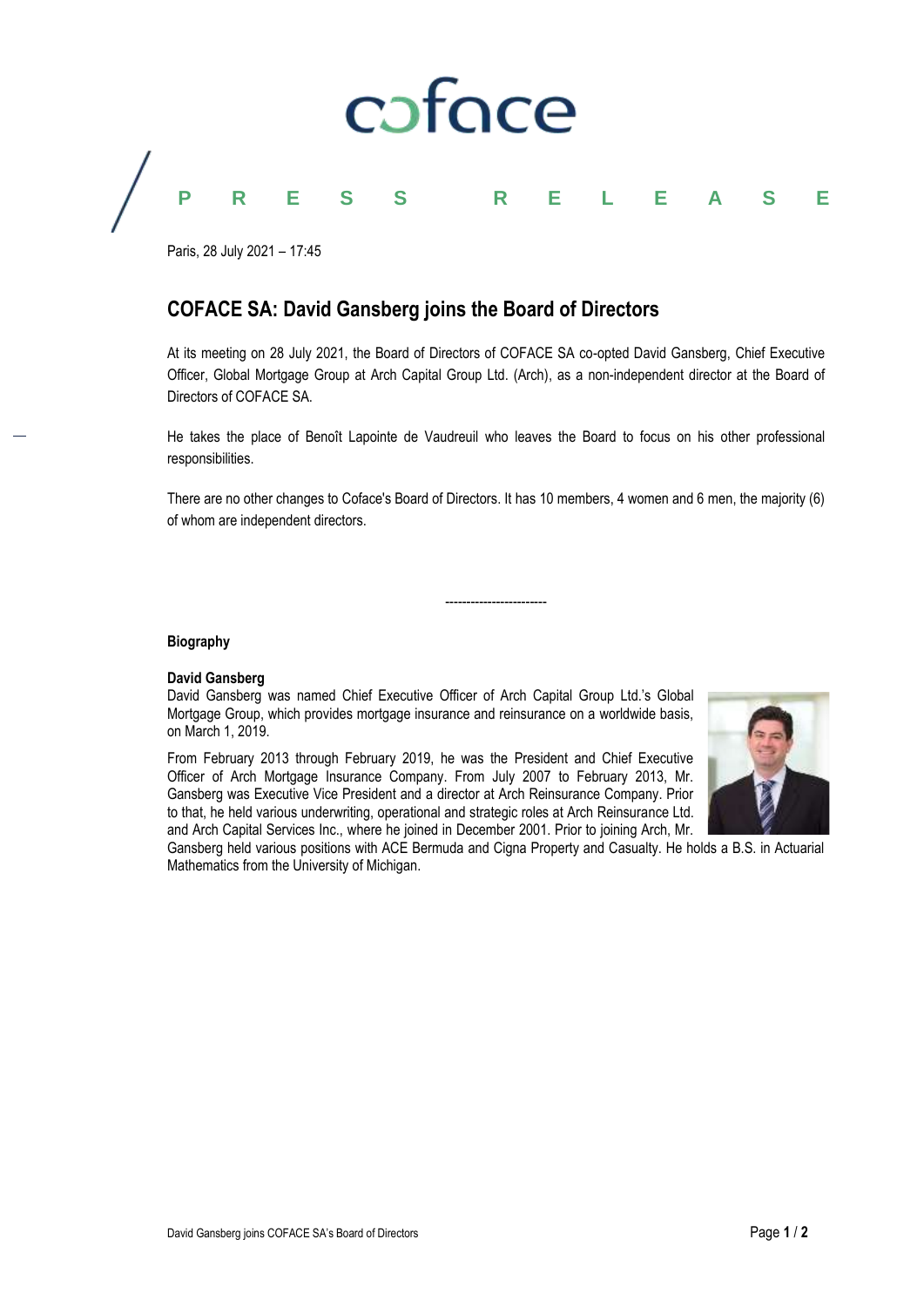coface

**PRESS RELEASE**

Paris, 28 July 2021 – 17:45

# COFACE SA: David Gansberg joins the Board of Directors

At its meeting on 28 July 2021, the Board of Directors of COFACE SA co-opted David Gansberg, Chief Executive Officer, Global Mortgage Group at Arch Capital Group Ltd. (Arch), as a non-independent director at the Board of Directors of COFACE SA.

He takes the place of Benoît Lapointe de Vaudreuil who leaves the Board to focus on his other professional responsibilities.

There are no other changes to Coface's Board of Directors. It has 10 members, 4 women and 6 men, the majority (6) of whom are independent directors.

------------------------

## Biography

**David Gansberg**

David Gansberg was named Chief Executive Officer of Arch Capital Group Ltd.'s Global Mortgage Group, which provides mortgage insurance and reinsurance on a worldwide basis, on March 1, 2019.

From February 2013 through February 2019, he was the President and Chief Executive Officer of Arch Mortgage Insurance Company. From July 2007 to February 2013, Mr. Gansberg was Executive Vice President and a director at Arch Reinsurance Company. Prior to that, he held various underwriting, operational and strategic roles at Arch Reinsurance Ltd. and Arch Capital Services Inc., where he joined in December 2001. Prior to joining Arch, Mr. Gansberg held various positions with ACE Bermuda and Cigna Property and Casualty. He holds a B.S. in Actuarial Mathematics from the University of Michigan.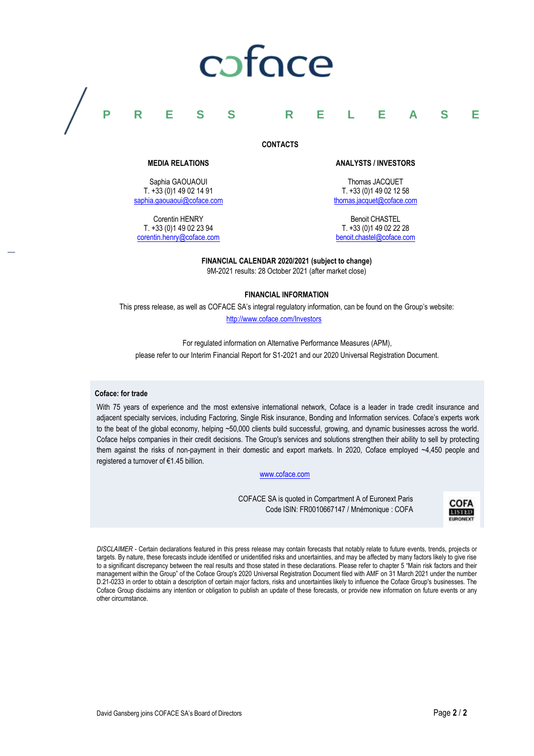# PRESS RELEASE

**CONTACTS**

**MEDIA RELATIONS**

Saphia GAOUAOUI
T. +33 (0)1 49 02 14 91
saphia.gaouaoui@coface.com

Corentin HENRY
T. +33 (0)1 49 02 23 94
corentin.henry@coface.com

**ANALYSTS / INVESTORS**

Thomas JACQUET
T. +33 (0)1 49 02 12 58
thomas.jacquet@coface.com

Benoit CHASTEL
T. +33 (0)1 49 02 22 28
benoit.chastel@coface.com

**FINANCIAL CALENDAR 2020/2021 (subject to change)**
9M-2021 results: 28 October 2021 (after market close)

**FINANCIAL INFORMATION**

This press release, as well as COFACE SA's integral regulatory information, can be found on the Group's website: http://www.coface.com/Investors

For regulated information on Alternative Performance Measures (APM), please refer to our Interim Financial Report for S1-2021 and our 2020 Universal Registration Document.

**Coface: for trade**

With 75 years of experience and the most extensive international network, Coface is a leader in trade credit insurance and adjacent specialty services, including Factoring, Single Risk insurance, Bonding and Information services. Coface's experts work to the beat of the global economy, helping ~50,000 clients build successful, growing, and dynamic businesses across the world. Coface helps companies in their credit decisions. The Group's services and solutions strengthen their ability to sell by protecting them against the risks of non-payment in their domestic and export markets. In 2020, Coface employed ~4,450 people and registered a turnover of €1.45 billion.

www.coface.com

COFACE SA is quoted in Compartment A of Euronext Paris
Code ISIN: FR0010667147 / Mnémonique : COFA

*DISCLAIMER* - Certain declarations featured in this press release may contain forecasts that notably relate to future events, trends, projects or targets. By nature, these forecasts include identified or unidentified risks and uncertainties, and may be affected by many factors likely to give rise to a significant discrepancy between the real results and those stated in these declarations. Please refer to chapter 5 "Main risk factors and their management within the Group" of the Coface Group's 2020 Universal Registration Document filed with AMF on 31 March 2021 under the number D.21-0233 in order to obtain a description of certain major factors, risks and uncertainties likely to influence the Coface Group's businesses. The Coface Group disclaims any intention or obligation to publish an update of these forecasts, or provide new information on future events or any other circumstance.